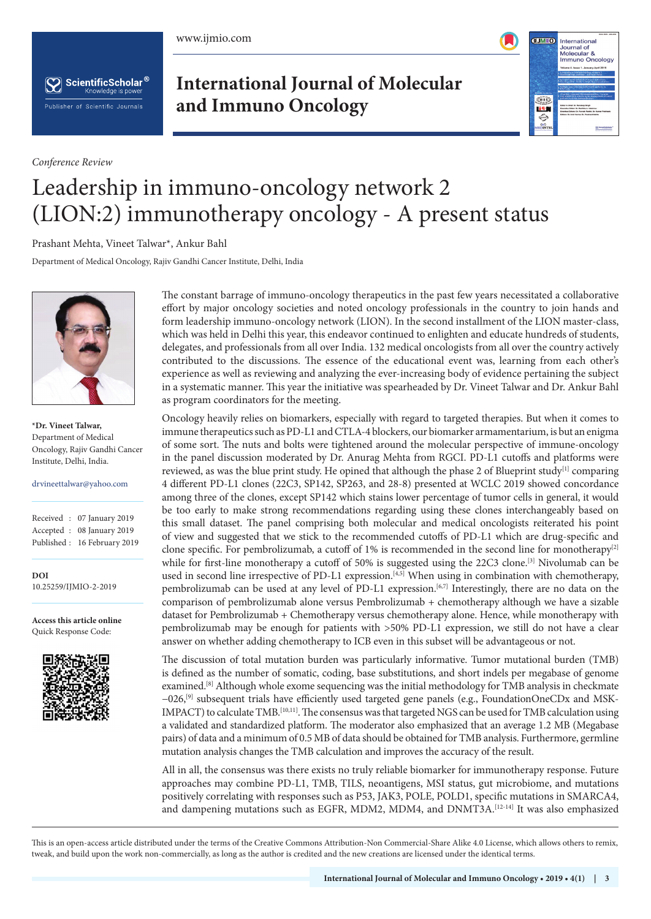*Conference Review*

# Leadership in immuno-oncology network 2 (LION:2) immunotherapy oncology - A present status

Prashant Mehta, Vineet Talwar*, Ankur Bahl

Department of Medical Oncology, Rajiv Gandhi Cancer Institute, Delhi, India

***Dr. Vineet Talwar,**
Department of Medical Oncology, Rajiv Gandhi Cancer Institute, Delhi, India.

drvineettalwar@yahoo.com

Received : 07 January 2019
Accepted : 08 January 2019
Published : 16 February 2019

**DOI**
10.25259/IJMIO-2-2019

**Access this article online**
Quick Response Code:

The constant barrage of immuno-oncology therapeutics in the past few years necessitated a collaborative effort by major oncology societies and noted oncology professionals in the country to join hands and form leadership immuno-oncology network (LION). In the second installment of the LION master-class, which was held in Delhi this year, this endeavor continued to enlighten and educate hundreds of students, delegates, and professionals from all over India. 132 medical oncologists from all over the country actively contributed to the discussions. The essence of the educational event was, learning from each other's experience as well as reviewing and analyzing the ever-increasing body of evidence pertaining the subject in a systematic manner. This year the initiative was spearheaded by Dr. Vineet Talwar and Dr. Ankur Bahl as program coordinators for the meeting.

Oncology heavily relies on biomarkers, especially with regard to targeted therapies. But when it comes to immune therapeutics such as PD-L1 and CTLA-4 blockers, our biomarker armamentarium, is but an enigma of some sort. The nuts and bolts were tightened around the molecular perspective of immune-oncology in the panel discussion moderated by Dr. Anurag Mehta from RGCI. PD-L1 cutoffs and platforms were reviewed, as was the blue print study. He opined that although the phase 2 of Blueprint study[1] comparing 4 different PD-L1 clones (22C3, SP142, SP263, and 28-8) presented at WCLC 2019 showed concordance among three of the clones, except SP142 which stains lower percentage of tumor cells in general, it would be too early to make strong recommendations regarding using these clones interchangeably based on this small dataset. The panel comprising both molecular and medical oncologists reiterated his point of view and suggested that we stick to the recommended cutoffs of PD-L1 which are drug-specific and clone specific. For pembrolizumab, a cutoff of 1% is recommended in the second line for monotherapy[2] while for first-line monotherapy a cutoff of 50% is suggested using the 22C3 clone.[3] Nivolumab can be used in second line irrespective of PD-L1 expression.[4,5] When using in combination with chemotherapy, pembrolizumab can be used at any level of PD-L1 expression.[6,7] Interestingly, there are no data on the comparison of pembrolizumab alone versus Pembrolizumab + chemotherapy although we have a sizable dataset for Pembrolizumab + Chemotherapy versus chemotherapy alone. Hence, while monotherapy with pembrolizumab may be enough for patients with >50% PD-L1 expression, we still do not have a clear answer on whether adding chemotherapy to ICB even in this subset will be advantageous or not.

The discussion of total mutation burden was particularly informative. Tumor mutational burden (TMB) is defined as the number of somatic, coding, base substitutions, and short indels per megabase of genome examined.[8] Although whole exome sequencing was the initial methodology for TMB analysis in checkmate –026,[9] subsequent trials have efficiently used targeted gene panels (e.g., FoundationOneCDx and MSK-IMPACT) to calculate TMB.[10,11]. The consensus was that targeted NGS can be used for TMB calculation using a validated and standardized platform. The moderator also emphasized that an average 1.2 MB (Megabase pairs) of data and a minimum of 0.5 MB of data should be obtained for TMB analysis. Furthermore, germline mutation analysis changes the TMB calculation and improves the accuracy of the result.

All in all, the consensus was there exists no truly reliable biomarker for immunotherapy response. Future approaches may combine PD-L1, TMB, TILS, neoantigens, MSI status, gut microbiome, and mutations positively correlating with responses such as P53, JAK3, POLE, POLD1, specific mutations in SMARCA4, and dampening mutations such as EGFR, MDM2, MDM4, and DNMT3A.[12-14] It was also emphasized

This is an open-access article distributed under the terms of the Creative Commons Attribution-Non Commercial-Share Alike 4.0 License, which allows others to remix, tweak, and build upon the work non-commercially, as long as the author is credited and the new creations are licensed under the identical terms.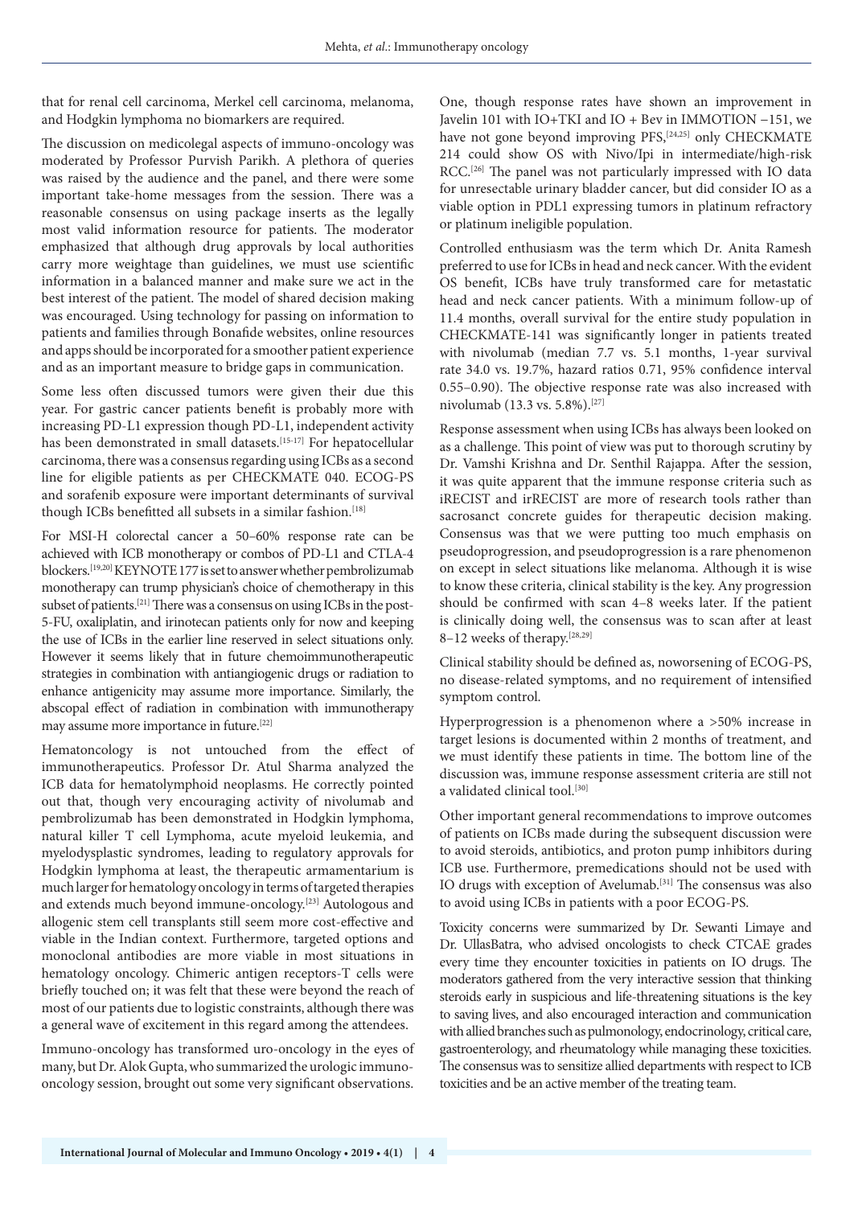that for renal cell carcinoma, Merkel cell carcinoma, melanoma, and Hodgkin lymphoma no biomarkers are required.

The discussion on medicolegal aspects of immuno-oncology was moderated by Professor Purvish Parikh. A plethora of queries was raised by the audience and the panel, and there were some important take-home messages from the session. There was a reasonable consensus on using package inserts as the legally most valid information resource for patients. The moderator emphasized that although drug approvals by local authorities carry more weightage than guidelines, we must use scientific information in a balanced manner and make sure we act in the best interest of the patient. The model of shared decision making was encouraged. Using technology for passing on information to patients and families through Bonafide websites, online resources and apps should be incorporated for a smoother patient experience and as an important measure to bridge gaps in communication.

Some less often discussed tumors were given their due this year. For gastric cancer patients benefit is probably more with increasing PD-L1 expression though PD-L1, independent activity has been demonstrated in small datasets.[15-17] For hepatocellular carcinoma, there was a consensus regarding using ICBs as a second line for eligible patients as per CHECKMATE 040. ECOG-PS and sorafenib exposure were important determinants of survival though ICBs benefitted all subsets in a similar fashion.[18]

For MSI-H colorectal cancer a 50–60% response rate can be achieved with ICB monotherapy or combos of PD-L1 and CTLA-4 blockers.[19,20] KEYNOTE 177 is set to answer whether pembrolizumab monotherapy can trump physician's choice of chemotherapy in this subset of patients.[21] There was a consensus on using ICBs in the post-5-FU, oxaliplatin, and irinotecan patients only for now and keeping the use of ICBs in the earlier line reserved in select situations only. However it seems likely that in future chemoimmunotherapeutic strategies in combination with antiangiogenic drugs or radiation to enhance antigenicity may assume more importance. Similarly, the abscopal effect of radiation in combination with immunotherapy may assume more importance in future.[22]

Hematoncology is not untouched from the effect of immunotherapeutics. Professor Dr. Atul Sharma analyzed the ICB data for hematolymphoid neoplasms. He correctly pointed out that, though very encouraging activity of nivolumab and pembrolizumab has been demonstrated in Hodgkin lymphoma, natural killer T cell Lymphoma, acute myeloid leukemia, and myelodysplastic syndromes, leading to regulatory approvals for Hodgkin lymphoma at least, the therapeutic armamentarium is much larger for hematology oncology in terms of targeted therapies and extends much beyond immune-oncology.[23] Autologous and allogenic stem cell transplants still seem more cost-effective and viable in the Indian context. Furthermore, targeted options and monoclonal antibodies are more viable in most situations in hematology oncology. Chimeric antigen receptors-T cells were briefly touched on; it was felt that these were beyond the reach of most of our patients due to logistic constraints, although there was a general wave of excitement in this regard among the attendees.

Immuno-oncology has transformed uro-oncology in the eyes of many, but Dr. Alok Gupta, who summarized the urologic immuno-oncology session, brought out some very significant observations. One, though response rates have shown an improvement in Javelin 101 with IO+TKI and IO + Bev in IMMOTION −151, we have not gone beyond improving PFS,[24,25] only CHECKMATE 214 could show OS with Nivo/Ipi in intermediate/high-risk RCC.[26] The panel was not particularly impressed with IO data for unresectable urinary bladder cancer, but did consider IO as a viable option in PDL1 expressing tumors in platinum refractory or platinum ineligible population.

Controlled enthusiasm was the term which Dr. Anita Ramesh preferred to use for ICBs in head and neck cancer. With the evident OS benefit, ICBs have truly transformed care for metastatic head and neck cancer patients. With a minimum follow-up of 11.4 months, overall survival for the entire study population in CHECKMATE-141 was significantly longer in patients treated with nivolumab (median 7.7 vs. 5.1 months, 1-year survival rate 34.0 vs. 19.7%, hazard ratios 0.71, 95% confidence interval 0.55–0.90). The objective response rate was also increased with nivolumab (13.3 vs. 5.8%).[27]

Response assessment when using ICBs has always been looked on as a challenge. This point of view was put to thorough scrutiny by Dr. Vamshi Krishna and Dr. Senthil Rajappa. After the session, it was quite apparent that the immune response criteria such as iRECIST and irRECIST are more of research tools rather than sacrosanct concrete guides for therapeutic decision making. Consensus was that we were putting too much emphasis on pseudoprogression, and pseudoprogression is a rare phenomenon on except in select situations like melanoma. Although it is wise to know these criteria, clinical stability is the key. Any progression should be confirmed with scan 4–8 weeks later. If the patient is clinically doing well, the consensus was to scan after at least 8–12 weeks of therapy.[28,29]

Clinical stability should be defined as, noworsening of ECOG-PS, no disease-related symptoms, and no requirement of intensified symptom control.

Hyperprogression is a phenomenon where a >50% increase in target lesions is documented within 2 months of treatment, and we must identify these patients in time. The bottom line of the discussion was, immune response assessment criteria are still not a validated clinical tool.[30]

Other important general recommendations to improve outcomes of patients on ICBs made during the subsequent discussion were to avoid steroids, antibiotics, and proton pump inhibitors during ICB use. Furthermore, premedications should not be used with IO drugs with exception of Avelumab.[31] The consensus was also to avoid using ICBs in patients with a poor ECOG-PS.

Toxicity concerns were summarized by Dr. Sewanti Limaye and Dr. UllasBatra, who advised oncologists to check CTCAE grades every time they encounter toxicities in patients on IO drugs. The moderators gathered from the very interactive session that thinking steroids early in suspicious and life-threatening situations is the key to saving lives, and also encouraged interaction and communication with allied branches such as pulmonology, endocrinology, critical care, gastroenterology, and rheumatology while managing these toxicities. The consensus was to sensitize allied departments with respect to ICB toxicities and be an active member of the treating team.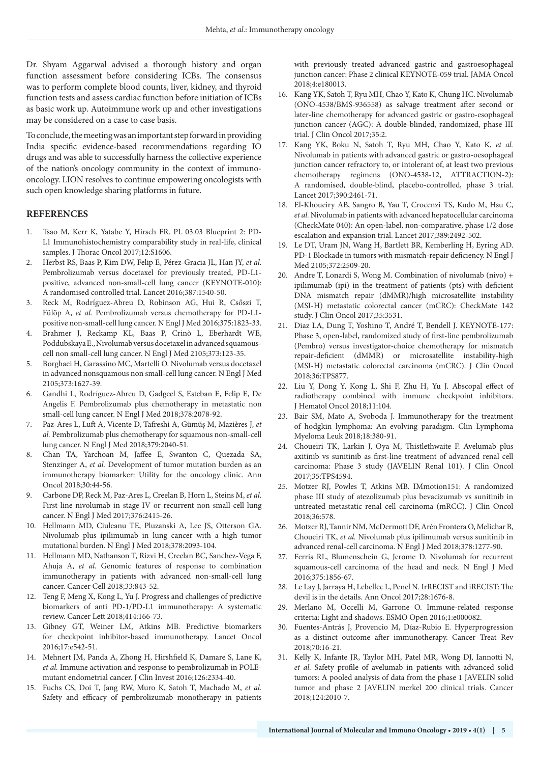Dr. Shyam Aggarwal advised a thorough history and organ function assessment before considering ICBs. The consensus was to perform complete blood counts, liver, kidney, and thyroid function tests and assess cardiac function before initiation of ICBs as basic work up. Autoimmune work up and other investigations may be considered on a case to case basis.

To conclude, the meeting was an important step forward in providing India specific evidence-based recommendations regarding IO drugs and was able to successfully harness the collective experience of the nation's oncology community in the context of immuno-oncology. LION resolves to continue empowering oncologists with such open knowledge sharing platforms in future.

## REFERENCES

1. Tsao M, Kerr K, Yatabe Y, Hirsch FR. PL 03.03 Blueprint 2: PD-L1 Immunohistochemistry comparability study in real-life, clinical samples. J Thorac Oncol 2017;12:S1606.
2. Herbst RS, Baas P, Kim DW, Felip E, Pérez-Gracia JL, Han JY, *et al.* Pembrolizumab versus docetaxel for previously treated, PD-L1-positive, advanced non-small-cell lung cancer (KEYNOTE-010): A randomised controlled trial. Lancet 2016;387:1540-50.
3. Reck M, Rodríguez-Abreu D, Robinson AG, Hui R, Csőszi T, Fülöp A, *et al.* Pembrolizumab versus chemotherapy for PD-L1-positive non-small-cell lung cancer. N Engl J Med 2016;375:1823-33.
4. Brahmer J, Reckamp KL, Baas P, Crinò L, Eberhardt WE, Poddubskaya E., Nivolumab versus docetaxel in advanced squamous-cell non small-cell lung cancer. N Engl J Med 2105;373:123-35.
5. Borghaei H, Garassino MC, Martelli O. Nivolumab versus docetaxel in advanced nonsquamous non small-cell lung cancer. N Engl J Med 2105;373:1627-39.
6. Gandhi L, Rodríguez-Abreu D, Gadgeel S, Esteban E, Felip E, De Angelis F. Pembrolizumab plus chemotherapy in metastatic non small-cell lung cancer. N Engl J Med 2018;378:2078-92.
7. Paz-Ares L, Luft A, Vicente D, Tafreshi A, Gümüş M, Mazières J, *et al.* Pembrolizumab plus chemotherapy for squamous non-small-cell lung cancer. N Engl J Med 2018;379:2040-51.
8. Chan TA, Yarchoan M, Jaffee E, Swanton C, Quezada SA, Stenzinger A, *et al.* Development of tumor mutation burden as an immunotherapy biomarker: Utility for the oncology clinic. Ann Oncol 2018;30:44-56.
9. Carbone DP, Reck M, Paz-Ares L, Creelan B, Horn L, Steins M, *et al.* First-line nivolumab in stage IV or recurrent non-small-cell lung cancer. N Engl J Med 2017;376:2415-26.
10. Hellmann MD, Ciuleanu TE, Pluzanski A, Lee JS, Otterson GA. Nivolumab plus ipilimumab in lung cancer with a high tumor mutational burden. N Engl J Med 2018;378:2093-104.
11. Hellmann MD, Nathanson T, Rizvi H, Creelan BC, Sanchez-Vega F, Ahuja A, *et al.* Genomic features of response to combination immunotherapy in patients with advanced non-small-cell lung cancer. Cancer Cell 2018;33:843-52.
12. Teng F, Meng X, Kong L, Yu J. Progress and challenges of predictive biomarkers of anti PD-1/PD-L1 immunotherapy: A systematic review. Cancer Lett 2018;414:166-73.
13. Gibney GT, Weiner LM, Atkins MB. Predictive biomarkers for checkpoint inhibitor-based immunotherapy. Lancet Oncol 2016;17:e542-51.
14. Mehnert JM, Panda A, Zhong H, Hirshfield K, Damare S, Lane K, *et al.* Immune activation and response to pembrolizumab in POLE-mutant endometrial cancer. J Clin Invest 2016;126:2334-40.
15. Fuchs CS, Doi T, Jang RW, Muro K, Satoh T, Machado M, *et al.* Safety and efficacy of pembrolizumab monotherapy in patients with previously treated advanced gastric and gastroesophageal junction cancer: Phase 2 clinical KEYNOTE-059 trial. JAMA Oncol 2018;4:e180013.
16. Kang YK, Satoh T, Ryu MH, Chao Y, Kato K, Chung HC. Nivolumab (ONO-4538/BMS-936558) as salvage treatment after second or later-line chemotherapy for advanced gastric or gastro-esophageal junction cancer (AGC): A double-blinded, randomized, phase III trial. J Clin Oncol 2017;35:2.
17. Kang YK, Boku N, Satoh T, Ryu MH, Chao Y, Kato K, *et al.* Nivolumab in patients with advanced gastric or gastro-oesophageal junction cancer refractory to, or intolerant of, at least two previous chemotherapy regimens (ONO-4538-12, ATTRACTION-2): A randomised, double-blind, placebo-controlled, phase 3 trial. Lancet 2017;390:2461-71.
18. El-Khoueiry AB, Sangro B, Yau T, Crocenzi TS, Kudo M, Hsu C, *et al.* Nivolumab in patients with advanced hepatocellular carcinoma (CheckMate 040): An open-label, non-comparative, phase 1/2 dose escalation and expansion trial. Lancet 2017;389:2492-502.
19. Le DT, Uram JN, Wang H, Bartlett BR, Kemberling H, Eyring AD. PD-1 Blockade in tumors with mismatch-repair deficiency. N Engl J Med 2105;372:2509-20.
20. Andre T, Lonardi S, Wong M. Combination of nivolumab (nivo) + ipilimumab (ipi) in the treatment of patients (pts) with deficient DNA mismatch repair (dMMR)/high microsatellite instability (MSI-H) metastatic colorectal cancer (mCRC): CheckMate 142 study. J Clin Oncol 2017;35:3531.
21. Diaz LA, Dung T, Yoshino T, André T, Bendell J. KEYNOTE-177: Phase 3, open-label, randomized study of first-line pembrolizumab (Pembro) versus investigator-choice chemotherapy for mismatch repair-deficient (dMMR) or microsatellite instability-high (MSI-H) metastatic colorectal carcinoma (mCRC). J Clin Oncol 2018;36:TPS877.
22. Liu Y, Dong Y, Kong L, Shi F, Zhu H, Yu J. Abscopal effect of radiotherapy combined with immune checkpoint inhibitors. J Hematol Oncol 2018;11:104.
23. Bair SM, Mato A, Svoboda J. Immunotherapy for the treatment of hodgkin lymphoma: An evolving paradigm. Clin Lymphoma Myeloma Leuk 2018;18:380-91.
24. Choueiri TK, Larkin J, Oya M, Thistlethwaite F. Avelumab plus axitinib vs sunitinib as first-line treatment of advanced renal cell carcinoma: Phase 3 study (JAVELIN Renal 101). J Clin Oncol 2017;35:TPS4594.
25. Motzer RJ, Powles T, Atkins MB. IMmotion151: A randomized phase III study of atezolizumab plus bevacizumab vs sunitinib in untreated metastatic renal cell carcinoma (mRCC). J Clin Oncol 2018;36:578.
26. Motzer RJ, Tannir NM, McDermott DF, Arén Frontera O, Melichar B, Choueiri TK, *et al.* Nivolumab plus ipilimumab versus sunitinib in advanced renal-cell carcinoma. N Engl J Med 2018;378:1277-90.
27. Ferris RL, Blumenschein G, Jerome D. Nivolumab for recurrent squamous-cell carcinoma of the head and neck. N Engl J Med 2016;375:1856-67.
28. Le Lay J, Jarraya H, Lebellec L, Penel N. IrRECIST and iRECIST: The devil is in the details. Ann Oncol 2017;28:1676-8.
29. Merlano M, Occelli M, Garrone O. Immune-related response criteria: Light and shadows. ESMO Open 2016;1:e000082.
30. Fuentes-Antrás J, Provencio M, Díaz-Rubio E. Hyperprogression as a distinct outcome after immunotherapy. Cancer Treat Rev 2018;70:16-21.
31. Kelly K, Infante JR, Taylor MH, Patel MR, Wong DJ, Iannotti N, *et al.* Safety profile of avelumab in patients with advanced solid tumors: A pooled analysis of data from the phase 1 JAVELIN solid tumor and phase 2 JAVELIN merkel 200 clinical trials. Cancer 2018;124:2010-7.